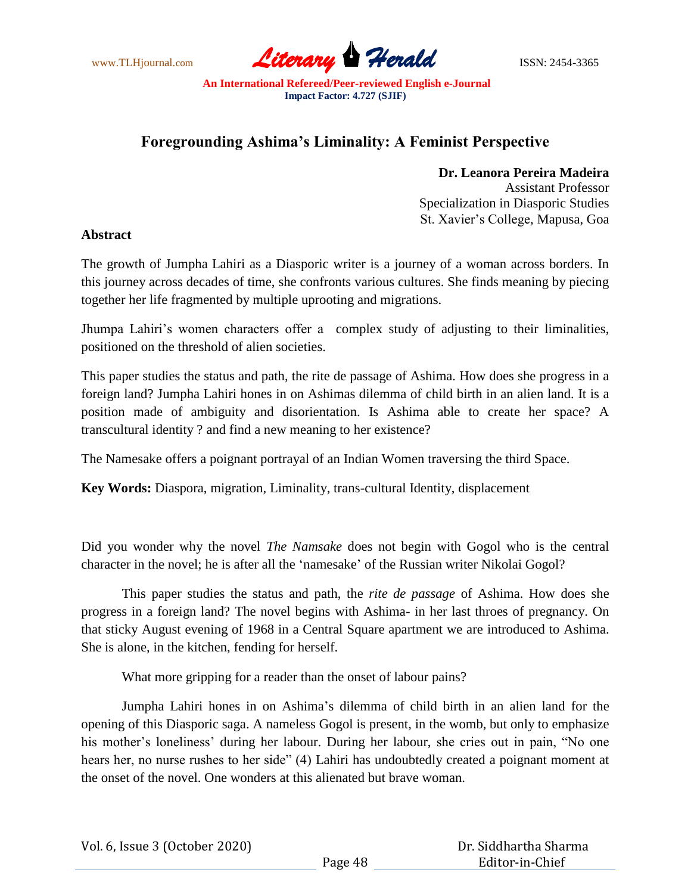# Foregrounding Ashima's Liminality: A Feminist Perspective

**Dr. Leanora Pereira Madeira**
Assistant Professor
Specialization in Diasporic Studies
St. Xavier's College, Mapusa, Goa

**Abstract**

The growth of Jumpha Lahiri as a Diasporic writer is a journey of a woman across borders. In this journey across decades of time, she confronts various cultures. She finds meaning by piecing together her life fragmented by multiple uprooting and migrations.

Jhumpa Lahiri's women characters offer a complex study of adjusting to their liminalities, positioned on the threshold of alien societies.

This paper studies the status and path, the rite de passage of Ashima. How does she progress in a foreign land? Jumpha Lahiri hones in on Ashimas dilemma of child birth in an alien land. It is a position made of ambiguity and disorientation. Is Ashima able to create her space? A transcultural identity ? and find a new meaning to her existence?

The Namesake offers a poignant portrayal of an Indian Women traversing the third Space.

**Key Words:** Diaspora, migration, Liminality, trans-cultural Identity, displacement

Did you wonder why the novel *The Namsake* does not begin with Gogol who is the central character in the novel; he is after all the 'namesake' of the Russian writer Nikolai Gogol?

This paper studies the status and path, the *rite de passage* of Ashima. How does she progress in a foreign land? The novel begins with Ashima- in her last throes of pregnancy. On that sticky August evening of 1968 in a Central Square apartment we are introduced to Ashima. She is alone, in the kitchen, fending for herself.

What more gripping for a reader than the onset of labour pains?

Jumpha Lahiri hones in on Ashima's dilemma of child birth in an alien land for the opening of this Diasporic saga. A nameless Gogol is present, in the womb, but only to emphasize his mother's loneliness' during her labour. During her labour, she cries out in pain, "No one hears her, no nurse rushes to her side" (4) Lahiri has undoubtedly created a poignant moment at the onset of the novel. One wonders at this alienated but brave woman.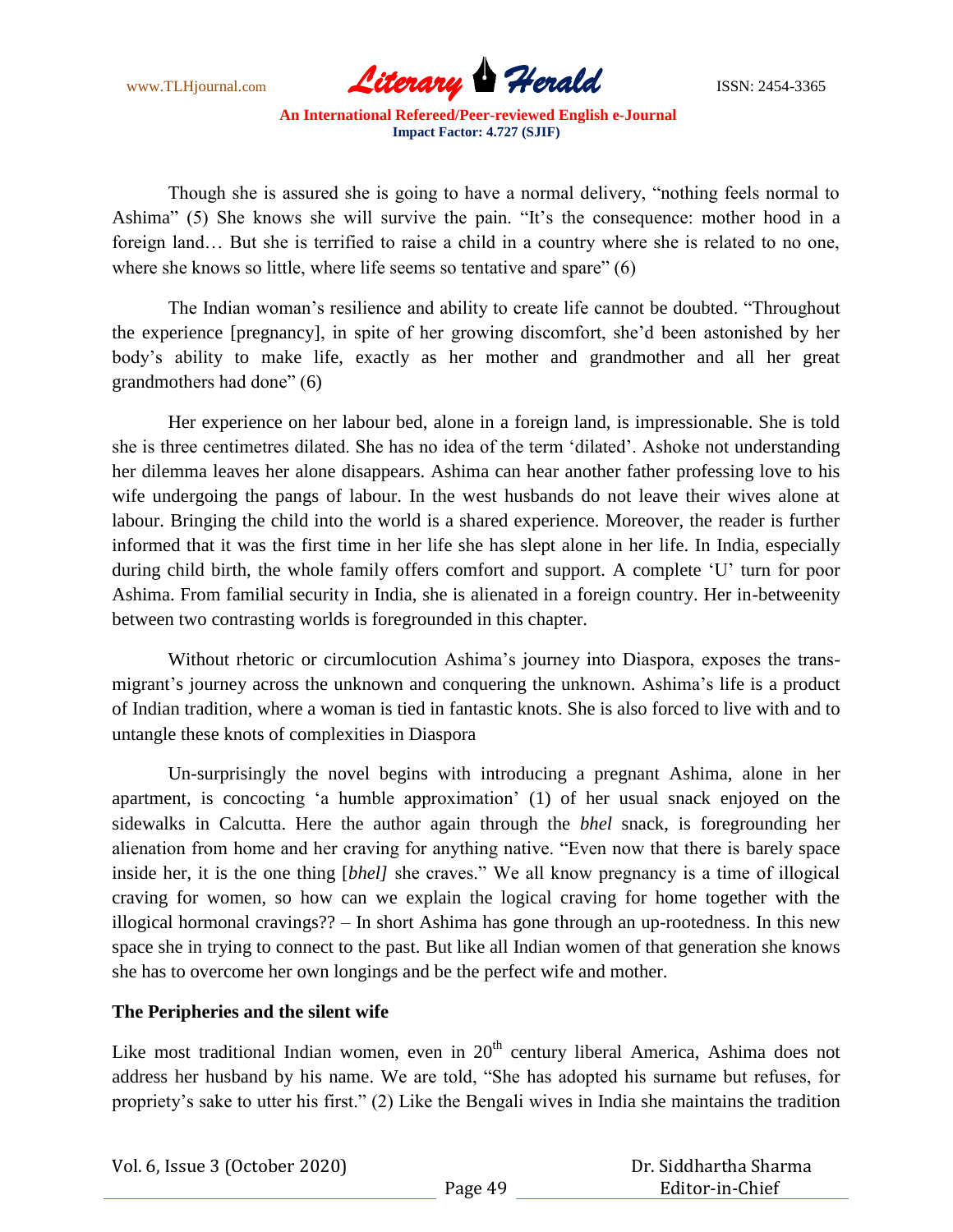Though she is assured she is going to have a normal delivery, "nothing feels normal to Ashima" (5) She knows she will survive the pain. "It's the consequence: mother hood in a foreign land… But she is terrified to raise a child in a country where she is related to no one, where she knows so little, where life seems so tentative and spare" (6)

The Indian woman's resilience and ability to create life cannot be doubted. "Throughout the experience [pregnancy], in spite of her growing discomfort, she'd been astonished by her body's ability to make life, exactly as her mother and grandmother and all her great grandmothers had done" (6)

Her experience on her labour bed, alone in a foreign land, is impressionable. She is told she is three centimetres dilated. She has no idea of the term 'dilated'. Ashoke not understanding her dilemma leaves her alone disappears. Ashima can hear another father professing love to his wife undergoing the pangs of labour. In the west husbands do not leave their wives alone at labour. Bringing the child into the world is a shared experience. Moreover, the reader is further informed that it was the first time in her life she has slept alone in her life. In India, especially during child birth, the whole family offers comfort and support. A complete 'U' turn for poor Ashima. From familial security in India, she is alienated in a foreign country. Her in-betweenity between two contrasting worlds is foregrounded in this chapter.

Without rhetoric or circumlocution Ashima's journey into Diaspora, exposes the trans-migrant's journey across the unknown and conquering the unknown. Ashima's life is a product of Indian tradition, where a woman is tied in fantastic knots. She is also forced to live with and to untangle these knots of complexities in Diaspora

Un-surprisingly the novel begins with introducing a pregnant Ashima, alone in her apartment, is concocting 'a humble approximation' (1) of her usual snack enjoyed on the sidewalks in Calcutta. Here the author again through the *bhel* snack, is foregrounding her alienation from home and her craving for anything native. "Even now that there is barely space inside her, it is the one thing [*bhel]* she craves." We all know pregnancy is a time of illogical craving for women, so how can we explain the logical craving for home together with the illogical hormonal cravings?? – In short Ashima has gone through an up-rootedness. In this new space she in trying to connect to the past. But like all Indian women of that generation she knows she has to overcome her own longings and be the perfect wife and mother.

**The Peripheries and the silent wife**

Like most traditional Indian women, even in 20th century liberal America, Ashima does not address her husband by his name. We are told, "She has adopted his surname but refuses, for propriety's sake to utter his first." (2) Like the Bengali wives in India she maintains the tradition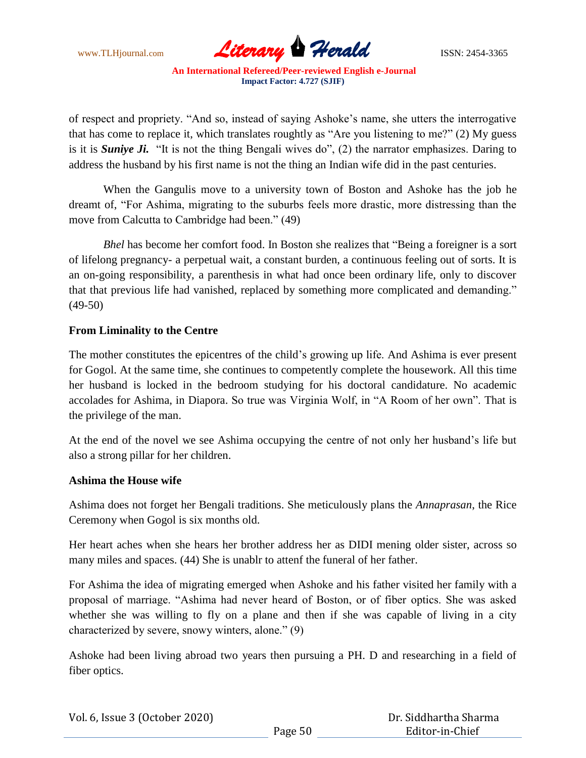of respect and propriety. "And so, instead of saying Ashoke's name, she utters the interrogative that has come to replace it, which translates roughtly as "Are you listening to me?" (2) My guess is it is ***Suniye Ji.*** "It is not the thing Bengali wives do", (2) the narrator emphasizes. Daring to address the husband by his first name is not the thing an Indian wife did in the past centuries.

When the Gangulis move to a university town of Boston and Ashoke has the job he dreamt of, "For Ashima, migrating to the suburbs feels more drastic, more distressing than the move from Calcutta to Cambridge had been." (49)

*Bhel* has become her comfort food. In Boston she realizes that "Being a foreigner is a sort of lifelong pregnancy- a perpetual wait, a constant burden, a continuous feeling out of sorts. It is an on-going responsibility, a parenthesis in what had once been ordinary life, only to discover that that previous life had vanished, replaced by something more complicated and demanding." (49-50)

**From Liminality to the Centre**

The mother constitutes the epicentres of the child's growing up life. And Ashima is ever present for Gogol. At the same time, she continues to competently complete the housework. All this time her husband is locked in the bedroom studying for his doctoral candidature. No academic accolades for Ashima, in Diapora. So true was Virginia Wolf, in "A Room of her own". That is the privilege of the man.

At the end of the novel we see Ashima occupying the centre of not only her husband's life but also a strong pillar for her children.

**Ashima the House wife**

Ashima does not forget her Bengali traditions. She meticulously plans the *Annaprasan*, the Rice Ceremony when Gogol is six months old.

Her heart aches when she hears her brother address her as DIDI mening older sister, across so many miles and spaces. (44) She is unablr to attenf the funeral of her father.

For Ashima the idea of migrating emerged when Ashoke and his father visited her family with a proposal of marriage. "Ashima had never heard of Boston, or of fiber optics. She was asked whether she was willing to fly on a plane and then if she was capable of living in a city characterized by severe, snowy winters, alone." (9)

Ashoke had been living abroad two years then pursuing a PH. D and researching in a field of fiber optics.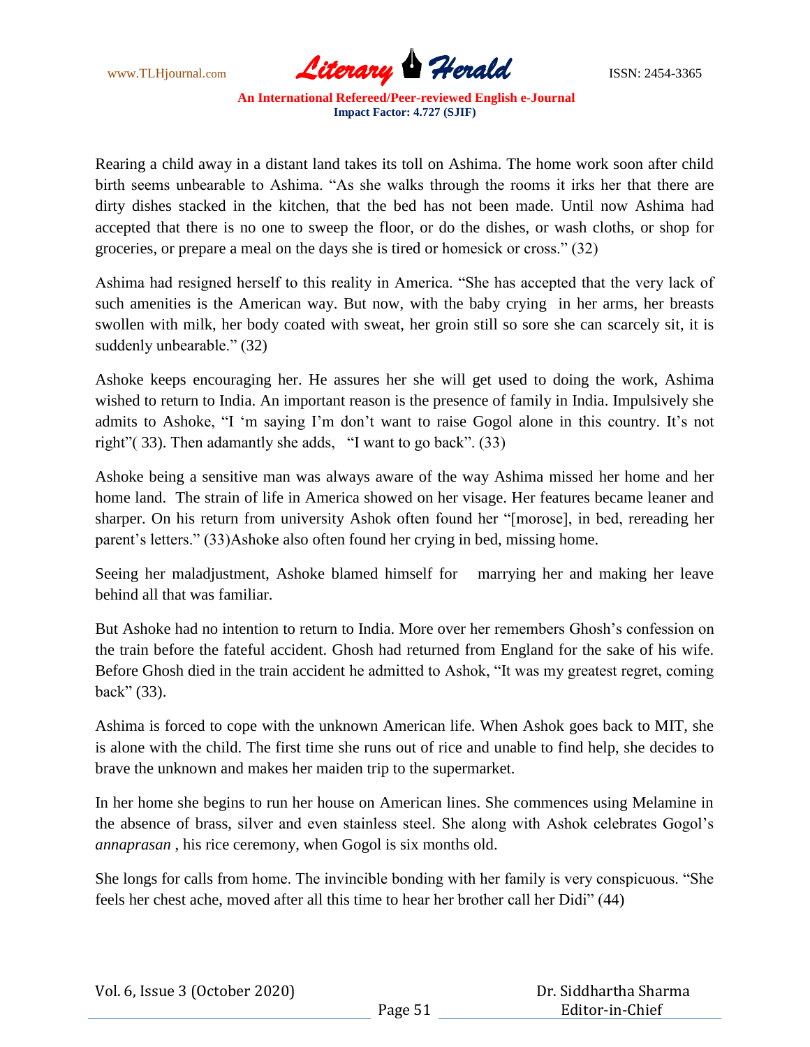Rearing a child away in a distant land takes its toll on Ashima. The home work soon after child birth seems unbearable to Ashima. "As she walks through the rooms it irks her that there are dirty dishes stacked in the kitchen, that the bed has not been made. Until now Ashima had accepted that there is no one to sweep the floor, or do the dishes, or wash cloths, or shop for groceries, or prepare a meal on the days she is tired or homesick or cross." (32)

Ashima had resigned herself to this reality in America. "She has accepted that the very lack of such amenities is the American way. But now, with the baby crying in her arms, her breasts swollen with milk, her body coated with sweat, her groin still so sore she can scarcely sit, it is suddenly unbearable." (32)

Ashoke keeps encouraging her. He assures her she will get used to doing the work, Ashima wished to return to India. An important reason is the presence of family in India. Impulsively she admits to Ashoke, "I 'm saying I'm don't want to raise Gogol alone in this country. It's not right"( 33). Then adamantly she adds, "I want to go back". (33)

Ashoke being a sensitive man was always aware of the way Ashima missed her home and her home land. The strain of life in America showed on her visage. Her features became leaner and sharper. On his return from university Ashok often found her "[morose], in bed, rereading her parent's letters." (33)Ashoke also often found her crying in bed, missing home.

Seeing her maladjustment, Ashoke blamed himself for marrying her and making her leave behind all that was familiar.

But Ashoke had no intention to return to India. More over her remembers Ghosh's confession on the train before the fateful accident. Ghosh had returned from England for the sake of his wife. Before Ghosh died in the train accident he admitted to Ashok, "It was my greatest regret, coming back" (33).

Ashima is forced to cope with the unknown American life. When Ashok goes back to MIT, she is alone with the child. The first time she runs out of rice and unable to find help, she decides to brave the unknown and makes her maiden trip to the supermarket.

In her home she begins to run her house on American lines. She commences using Melamine in the absence of brass, silver and even stainless steel. She along with Ashok celebrates Gogol's *annaprasan* , his rice ceremony, when Gogol is six months old.

She longs for calls from home. The invincible bonding with her family is very conspicuous. "She feels her chest ache, moved after all this time to hear her brother call her Didi" (44)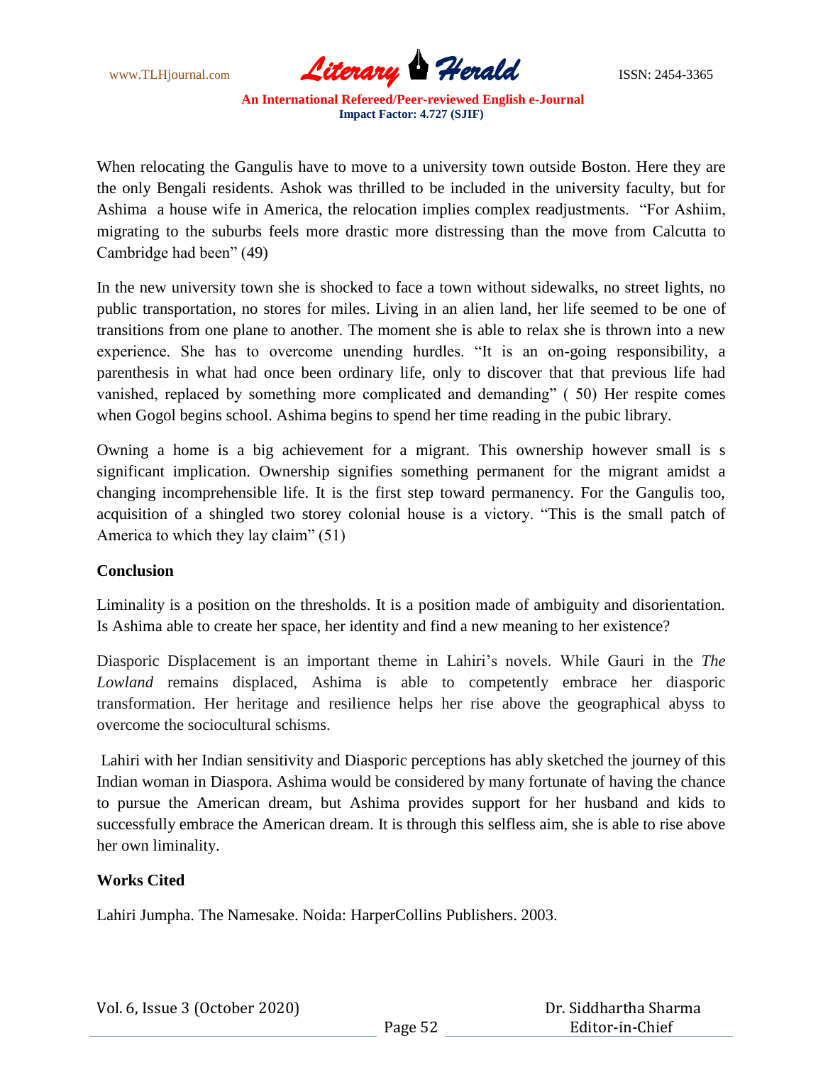When relocating the Gangulis have to move to a university town outside Boston. Here they are the only Bengali residents. Ashok was thrilled to be included in the university faculty, but for Ashima a house wife in America, the relocation implies complex readjustments. "For Ashiim, migrating to the suburbs feels more drastic more distressing than the move from Calcutta to Cambridge had been" (49)

In the new university town she is shocked to face a town without sidewalks, no street lights, no public transportation, no stores for miles. Living in an alien land, her life seemed to be one of transitions from one plane to another. The moment she is able to relax she is thrown into a new experience. She has to overcome unending hurdles. "It is an on-going responsibility, a parenthesis in what had once been ordinary life, only to discover that that previous life had vanished, replaced by something more complicated and demanding" ( 50) Her respite comes when Gogol begins school. Ashima begins to spend her time reading in the pubic library.

Owning a home is a big achievement for a migrant. This ownership however small is s significant implication. Ownership signifies something permanent for the migrant amidst a changing incomprehensible life. It is the first step toward permanency. For the Gangulis too, acquisition of a shingled two storey colonial house is a victory. "This is the small patch of America to which they lay claim" (51)

**Conclusion**

Liminality is a position on the thresholds. It is a position made of ambiguity and disorientation. Is Ashima able to create her space, her identity and find a new meaning to her existence?

Diasporic Displacement is an important theme in Lahiri's novels. While Gauri in the *The Lowland* remains displaced, Ashima is able to competently embrace her diasporic transformation. Her heritage and resilience helps her rise above the geographical abyss to overcome the sociocultural schisms.

Lahiri with her Indian sensitivity and Diasporic perceptions has ably sketched the journey of this Indian woman in Diaspora. Ashima would be considered by many fortunate of having the chance to pursue the American dream, but Ashima provides support for her husband and kids to successfully embrace the American dream. It is through this selfless aim, she is able to rise above her own liminality.

**Works Cited**

Lahiri Jumpha. The Namesake. Noida: HarperCollins Publishers. 2003.